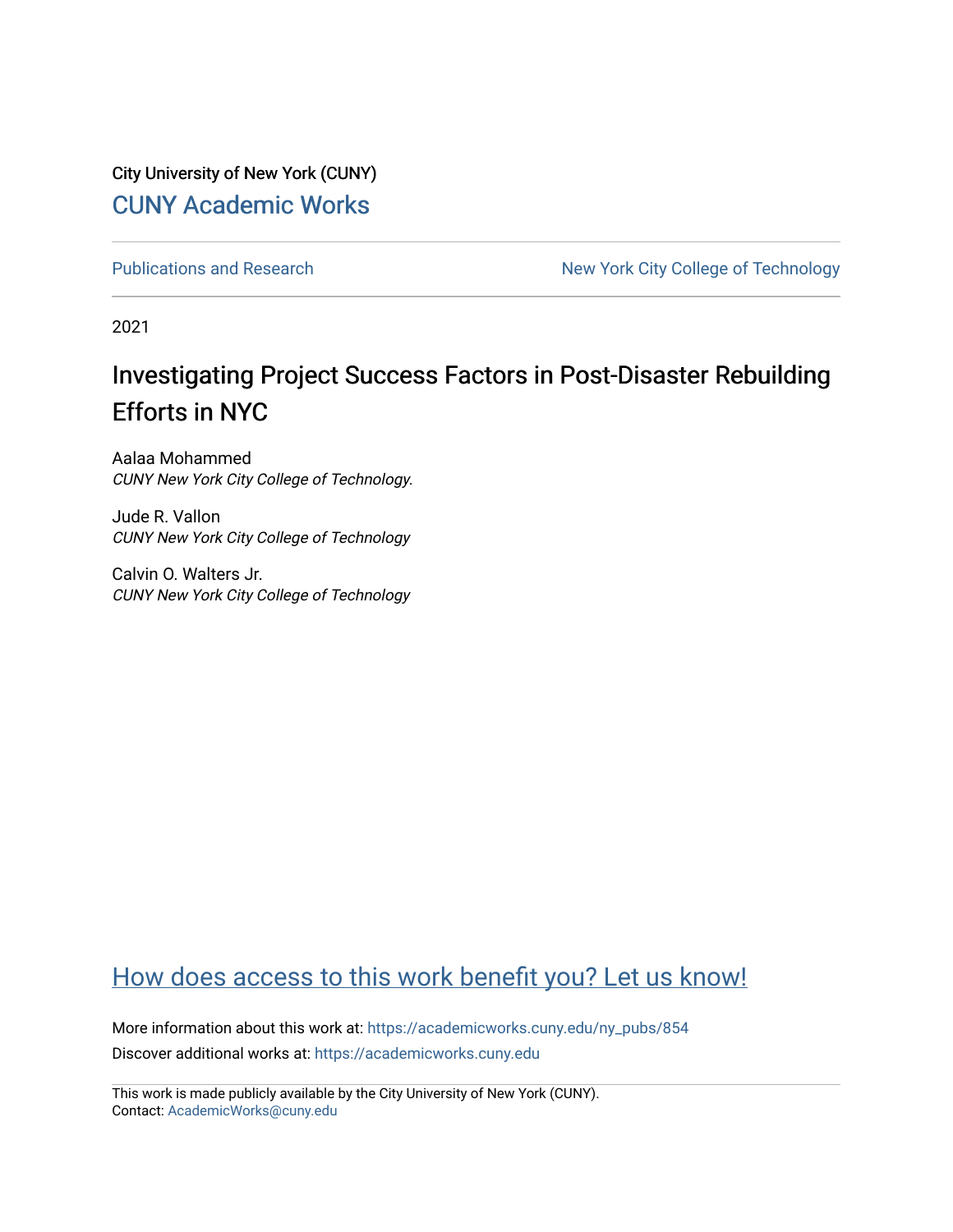City University of New York (CUNY)

[CUNY Academic Works](https://academicworks.cuny.edu)

Publications and Research | New York City College of Technology

2021

# Investigating Project Success Factors in Post-Disaster Rebuilding Efforts in NYC

Aalaa Mohammed
*CUNY New York City College of Technology.*

Jude R. Vallon
*CUNY New York City College of Technology*

Calvin O. Walters Jr.
*CUNY New York City College of Technology*

## How does access to this work benefit you? Let us know!

More information about this work at: https://academicworks.cuny.edu/ny_pubs/854
Discover additional works at: https://academicworks.cuny.edu

This work is made publicly available by the City University of New York (CUNY).
Contact: AcademicWorks@cuny.edu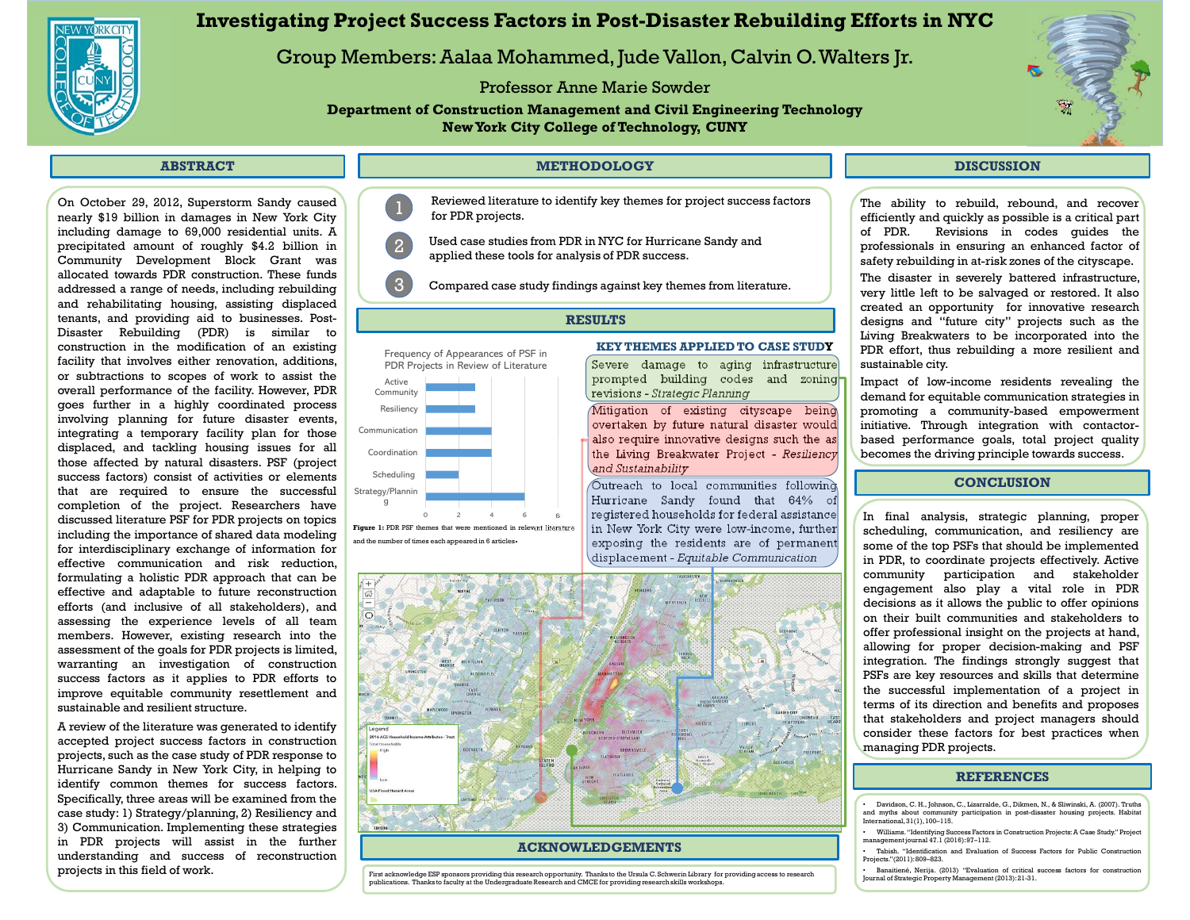# Investigating Project Success Factors in Post-Disaster Rebuilding Efforts in NYC

Group Members: Aalaa Mohammed, Jude Vallon, Calvin O. Walters Jr.

Professor Anne Marie Sowder

**Department of Construction Management and Civil Engineering Technology**
**New York City College of Technology, CUNY**

## ABSTRACT

On October 29, 2012, Superstorm Sandy caused nearly $19 billion in damages in New York City including damage to 69,000 residential units. A precipitated amount of roughly $4.2 billion in Community Development Block Grant was allocated towards PDR construction. These funds addressed a range of needs, including rebuilding and rehabilitating housing, assisting displaced tenants, and providing aid to businesses. Post-Disaster Rebuilding (PDR) is similar to construction in the modification of an existing facility that involves either renovation, additions, or subtractions to scopes of work to assist the overall performance of the facility. However, PDR goes further in a highly coordinated process involving planning for future disaster events, integrating a temporary facility plan for those displaced, and tackling housing issues for all those affected by natural disasters. PSF (project success factors) consist of activities or elements that are required to ensure the successful completion of the project. Researchers have discussed literature PSF for PDR projects on topics including the importance of shared data modeling for interdisciplinary exchange of information for effective communication and risk reduction, formulating a holistic PDR approach that can be effective and adaptable to future reconstruction efforts (and inclusive of all stakeholders), and assessing the experience levels of all team members. However, existing research into the assessment of the goals for PDR projects is limited, warranting an investigation of construction success factors as it applies to PDR efforts to improve equitable community resettlement and sustainable and resilient structure.

A review of the literature was generated to identify accepted project success factors in construction projects, such as the case study of PDR response to Hurricane Sandy in New York City, in helping to identify common themes for success factors. Specifically, three areas will be examined from the case study: 1) Strategy/planning, 2) Resiliency and 3) Communication. Implementing these strategies in PDR projects will assist in the further understanding and success of reconstruction projects in this field of work.

## METHODOLOGY

1. Reviewed literature to identify key themes for project success factors for PDR projects.
2. Used case studies from PDR in NYC for Hurricane Sandy and applied these tools for analysis of PDR success.
3. Compared case study findings against key themes from literature.

## RESULTS

Frequency of Appearances of PSF in PDR Projects in Review of Literature

Active Community
Resiliency
Communication
Coordination
Scheduling
Strategy/Planning

0 2 4 6 8

**Figure 1:** PDR PSF themes that were mentioned in relevant literature and the number of times each appeared in 6 articles.

**KEY THEMES APPLIED TO CASE STUDY**

Severe damage to aging infrastructure prompted building codes and zoning revisions - *Strategic Planning*

Mitigation of existing cityscape being overtaken by future natural disaster would also require innovative designs such the as the Living Breakwater Project - *Resiliency and Sustainability*

Outreach to local communities following Hurricane Sandy found that 64% of registered households for federal assistance in New York City were low-income, further exposing the residents are of permanent displacement - *Equitable Communication*

## DISCUSSION

The ability to rebuild, rebound, and recover efficiently and quickly as possible is a critical part of PDR. Revisions in codes guides the professionals in ensuring an enhanced factor of safety rebuilding in at-risk zones of the cityscape.

The disaster in severely battered infrastructure, very little left to be salvaged or restored. It also created an opportunity for innovative research designs and "future city" projects such as the Living Breakwaters to be incorporated into the PDR effort, thus rebuilding a more resilient and sustainable city.

Impact of low-income residents revealing the demand for equitable communication strategies in promoting a community-based empowerment initiative. Through integration with contactor-based performance goals, total project quality becomes the driving principle towards success.

## CONCLUSION

In final analysis, strategic planning, proper scheduling, communication, and resiliency are some of the top PSFs that should be implemented in PDR, to coordinate projects effectively. Active community participation and stakeholder engagement also play a vital role in PDR decisions as it allows the public to offer opinions on their built communities and stakeholders to offer professional insight on the projects at hand, allowing for proper decision-making and PSF integration. The findings strongly suggest that PSFs are key resources and skills that determine the successful implementation of a project in terms of its direction and benefits and proposes that stakeholders and project managers should consider these factors for best practices when managing PDR projects.

## ACKNOWLEDGEMENTS

First acknowledge ESP sponsors providing this research opportunity. Thanks to the Ursula C. Schwerin Library for providing access to research publications. Thanks to faculty at the Undergraduate Research and CMCE for providing research skills workshops.

## REFERENCES

- Davidson, C. H., Johnson, C., Lizarralde, G., Dikmen, N., & Sliwinski, A. (2007). Truths and myths about community participation in post-disaster housing projects. Habitat International, 31(1), 100–115.
- Williams. "Identifying Success Factors in Construction Projects: A Case Study." Project management journal 47.1 (2016):97–112.
- Tabish. "Identification and Evaluation of Success Factors for Public Construction Projects."(2011):809–823.
- Banaitienė, Nerija. (2013) "Evaluation of critical success factors for construction Journal of Strategic Property Management (2013):21-31.